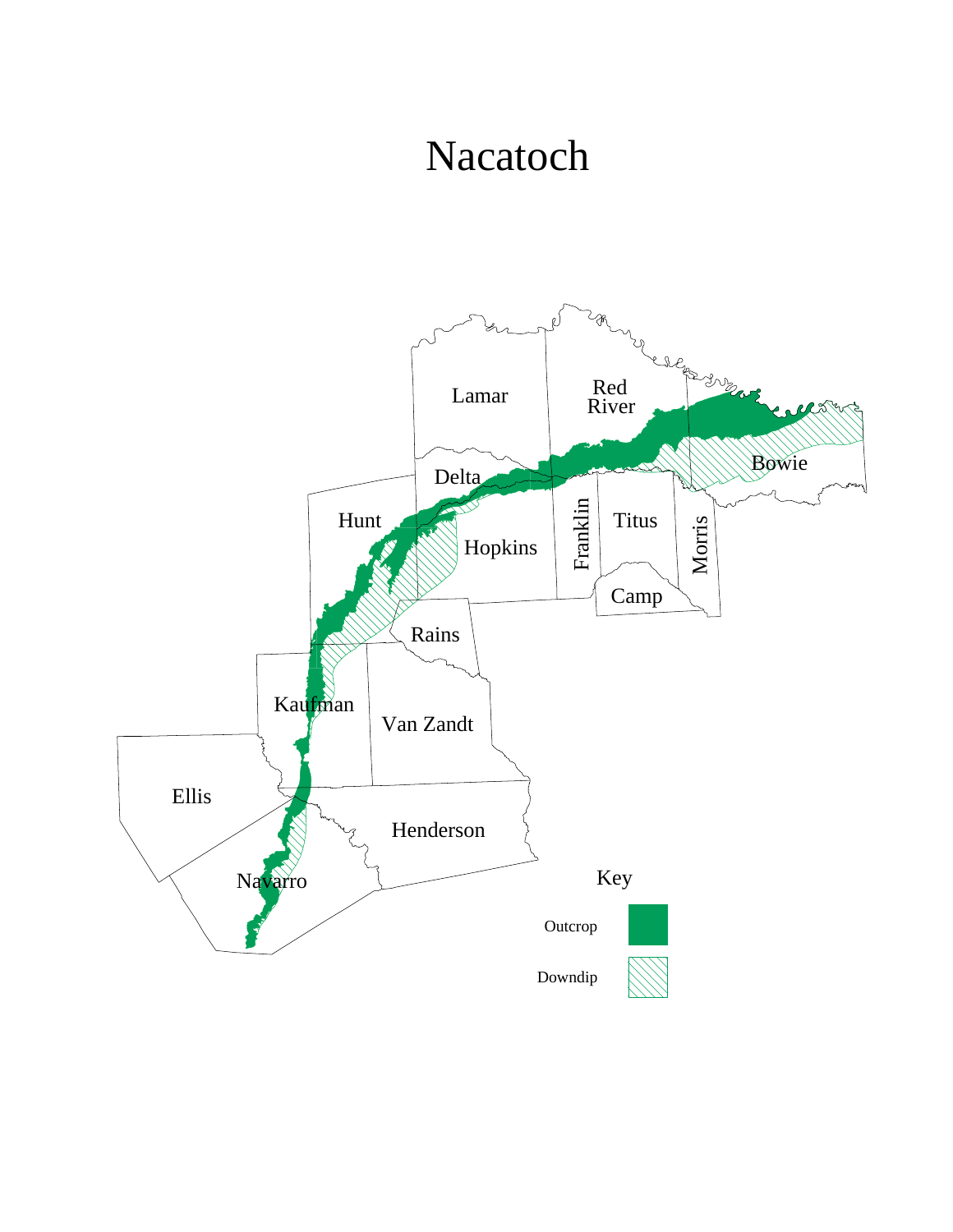# Nacatoch

Lamar

Red River

Delta

Hunt

Hopkins

Franklin

Titus

Morris

Bowie

Camp

Rains

Kaufman

Van Zandt

Ellis

Henderson

Navarro

Key

Outcrop

Downdip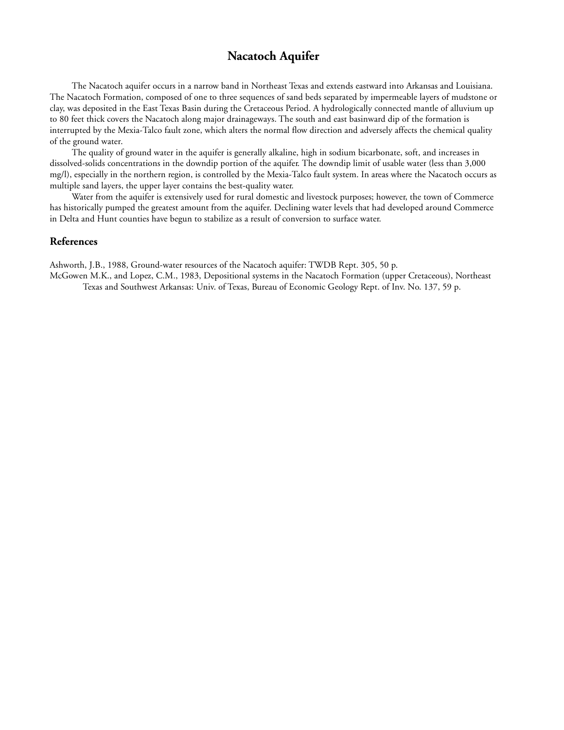# Nacatoch Aquifer

The Nacatoch aquifer occurs in a narrow band in Northeast Texas and extends eastward into Arkansas and Louisiana. The Nacatoch Formation, composed of one to three sequences of sand beds separated by impermeable layers of mudstone or clay, was deposited in the East Texas Basin during the Cretaceous Period. A hydrologically connected mantle of alluvium up to 80 feet thick covers the Nacatoch along major drainageways. The south and east basinward dip of the formation is interrupted by the Mexia-Talco fault zone, which alters the normal flow direction and adversely affects the chemical quality of the ground water.

The quality of ground water in the aquifer is generally alkaline, high in sodium bicarbonate, soft, and increases in dissolved-solids concentrations in the downdip portion of the aquifer. The downdip limit of usable water (less than 3,000 mg/l), especially in the northern region, is controlled by the Mexia-Talco fault system. In areas where the Nacatoch occurs as multiple sand layers, the upper layer contains the best-quality water.

Water from the aquifer is extensively used for rural domestic and livestock purposes; however, the town of Commerce has historically pumped the greatest amount from the aquifer. Declining water levels that had developed around Commerce in Delta and Hunt counties have begun to stabilize as a result of conversion to surface water.

## References

Ashworth, J.B., 1988, Ground-water resources of the Nacatoch aquifer: TWDB Rept. 305, 50 p.

McGowen M.K., and Lopez, C.M., 1983, Depositional systems in the Nacatoch Formation (upper Cretaceous), Northeast Texas and Southwest Arkansas: Univ. of Texas, Bureau of Economic Geology Rept. of Inv. No. 137, 59 p.